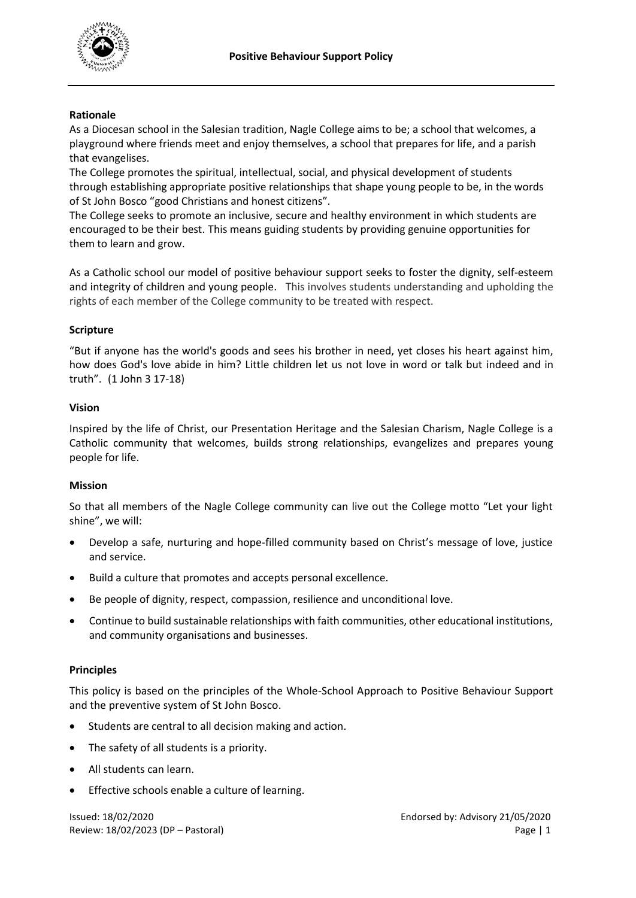# Positive Behaviour Support Policy

## Rationale

As a Diocesan school in the Salesian tradition, Nagle College aims to be; a school that welcomes, a playground where friends meet and enjoy themselves, a school that prepares for life, and a parish that evangelises.

The College promotes the spiritual, intellectual, social, and physical development of students through establishing appropriate positive relationships that shape young people to be, in the words of St John Bosco "good Christians and honest citizens".

The College seeks to promote an inclusive, secure and healthy environment in which students are encouraged to be their best. This means guiding students by providing genuine opportunities for them to learn and grow.

As a Catholic school our model of positive behaviour support seeks to foster the dignity, self-esteem and integrity of children and young people. This involves students understanding and upholding the rights of each member of the College community to be treated with respect.

## Scripture

"But if anyone has the world's goods and sees his brother in need, yet closes his heart against him, how does God's love abide in him? Little children let us not love in word or talk but indeed and in truth". (1 John 3 17-18)

## Vision

Inspired by the life of Christ, our Presentation Heritage and the Salesian Charism, Nagle College is a Catholic community that welcomes, builds strong relationships, evangelizes and prepares young people for life.

## Mission

So that all members of the Nagle College community can live out the College motto "Let your light shine", we will:

- Develop a safe, nurturing and hope-filled community based on Christ's message of love, justice and service.
- Build a culture that promotes and accepts personal excellence.
- Be people of dignity, respect, compassion, resilience and unconditional love.
- Continue to build sustainable relationships with faith communities, other educational institutions, and community organisations and businesses.

## Principles

This policy is based on the principles of the Whole-School Approach to Positive Behaviour Support and the preventive system of St John Bosco.

- Students are central to all decision making and action.
- The safety of all students is a priority.
- All students can learn.
- Effective schools enable a culture of learning.

Issued: 18/02/2020
Review: 18/02/2023 (DP – Pastoral)
Endorsed by: Advisory 21/05/2020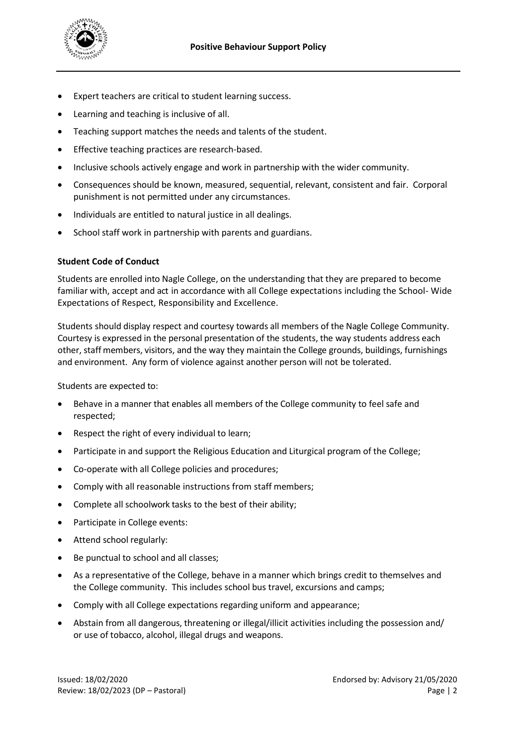- Expert teachers are critical to student learning success.
- Learning and teaching is inclusive of all.
- Teaching support matches the needs and talents of the student.
- Effective teaching practices are research-based.
- Inclusive schools actively engage and work in partnership with the wider community.
- Consequences should be known, measured, sequential, relevant, consistent and fair. Corporal punishment is not permitted under any circumstances.
- Individuals are entitled to natural justice in all dealings.
- School staff work in partnership with parents and guardians.

**Student Code of Conduct**

Students are enrolled into Nagle College, on the understanding that they are prepared to become familiar with, accept and act in accordance with all College expectations including the School- Wide Expectations of Respect, Responsibility and Excellence.

Students should display respect and courtesy towards all members of the Nagle College Community. Courtesy is expressed in the personal presentation of the students, the way students address each other, staff members, visitors, and the way they maintain the College grounds, buildings, furnishings and environment. Any form of violence against another person will not be tolerated.

Students are expected to:

- Behave in a manner that enables all members of the College community to feel safe and respected;
- Respect the right of every individual to learn;
- Participate in and support the Religious Education and Liturgical program of the College;
- Co-operate with all College policies and procedures;
- Comply with all reasonable instructions from staff members;
- Complete all schoolwork tasks to the best of their ability;
- Participate in College events:
- Attend school regularly:
- Be punctual to school and all classes;
- As a representative of the College, behave in a manner which brings credit to themselves and the College community. This includes school bus travel, excursions and camps;
- Comply with all College expectations regarding uniform and appearance;
- Abstain from all dangerous, threatening or illegal/illicit activities including the possession and/ or use of tobacco, alcohol, illegal drugs and weapons.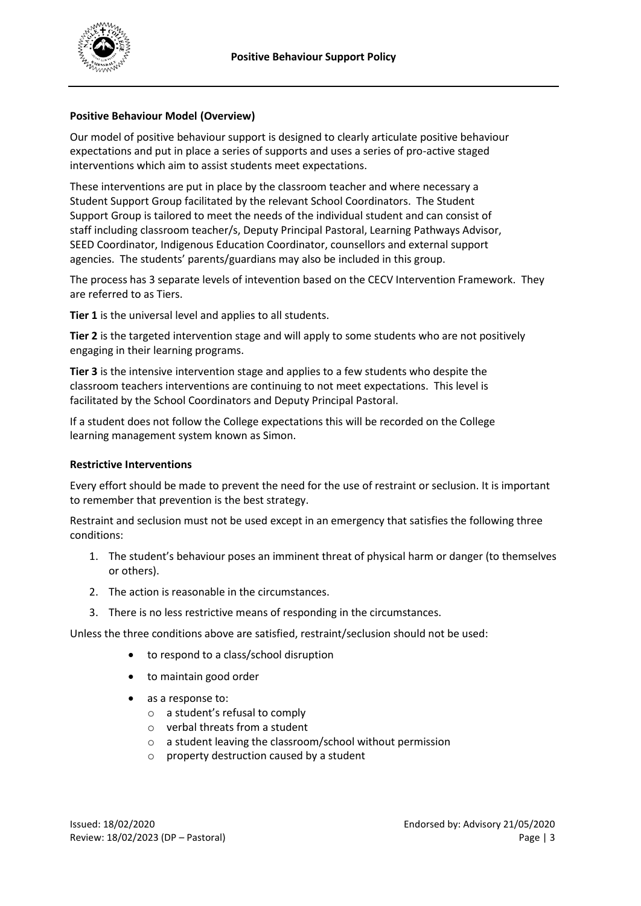## Positive Behaviour Model (Overview)

Our model of positive behaviour support is designed to clearly articulate positive behaviour expectations and put in place a series of supports and uses a series of pro-active staged interventions which aim to assist students meet expectations.

These interventions are put in place by the classroom teacher and where necessary a Student Support Group facilitated by the relevant School Coordinators. The Student Support Group is tailored to meet the needs of the individual student and can consist of staff including classroom teacher/s, Deputy Principal Pastoral, Learning Pathways Advisor, SEED Coordinator, Indigenous Education Coordinator, counsellors and external support agencies. The students' parents/guardians may also be included in this group.

The process has 3 separate levels of intevention based on the CECV Intervention Framework. They are referred to as Tiers.

**Tier 1** is the universal level and applies to all students.

**Tier 2** is the targeted intervention stage and will apply to some students who are not positively engaging in their learning programs.

**Tier 3** is the intensive intervention stage and applies to a few students who despite the classroom teachers interventions are continuing to not meet expectations. This level is facilitated by the School Coordinators and Deputy Principal Pastoral.

If a student does not follow the College expectations this will be recorded on the College learning management system known as Simon.

## Restrictive Interventions

Every effort should be made to prevent the need for the use of restraint or seclusion. It is important to remember that prevention is the best strategy.

Restraint and seclusion must not be used except in an emergency that satisfies the following three conditions:

1. The student's behaviour poses an imminent threat of physical harm or danger (to themselves or others).
2. The action is reasonable in the circumstances.
3. There is no less restrictive means of responding in the circumstances.

Unless the three conditions above are satisfied, restraint/seclusion should not be used:

- to respond to a class/school disruption
- to maintain good order
- as a response to:
  - a student's refusal to comply
  - verbal threats from a student
  - a student leaving the classroom/school without permission
  - property destruction caused by a student

Issued: 18/02/2020
Review: 18/02/2023 (DP – Pastoral)
Endorsed by: Advisory 21/05/2020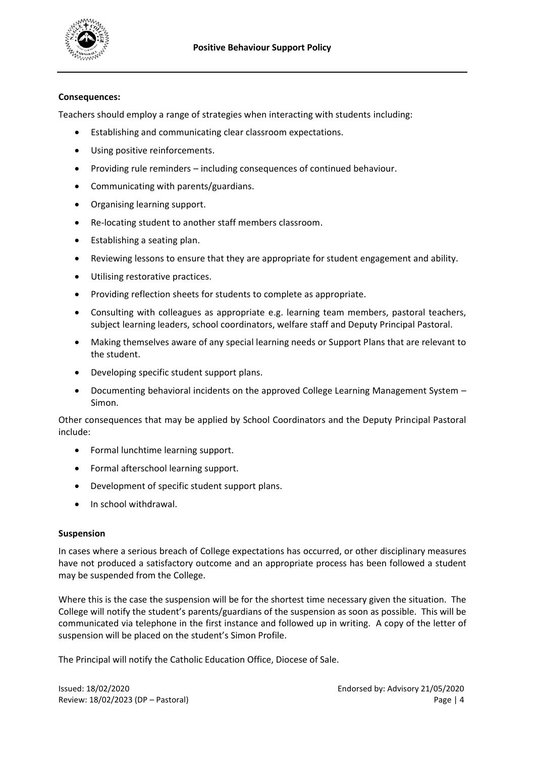**Consequences:**

Teachers should employ a range of strategies when interacting with students including:

- Establishing and communicating clear classroom expectations.
- Using positive reinforcements.
- Providing rule reminders – including consequences of continued behaviour.
- Communicating with parents/guardians.
- Organising learning support.
- Re-locating student to another staff members classroom.
- Establishing a seating plan.
- Reviewing lessons to ensure that they are appropriate for student engagement and ability.
- Utilising restorative practices.
- Providing reflection sheets for students to complete as appropriate.
- Consulting with colleagues as appropriate e.g. learning team members, pastoral teachers, subject learning leaders, school coordinators, welfare staff and Deputy Principal Pastoral.
- Making themselves aware of any special learning needs or Support Plans that are relevant to the student.
- Developing specific student support plans.
- Documenting behavioral incidents on the approved College Learning Management System – Simon.

Other consequences that may be applied by School Coordinators and the Deputy Principal Pastoral include:

- Formal lunchtime learning support.
- Formal afterschool learning support.
- Development of specific student support plans.
- In school withdrawal.

**Suspension**

In cases where a serious breach of College expectations has occurred, or other disciplinary measures have not produced a satisfactory outcome and an appropriate process has been followed a student may be suspended from the College.

Where this is the case the suspension will be for the shortest time necessary given the situation. The College will notify the student's parents/guardians of the suspension as soon as possible. This will be communicated via telephone in the first instance and followed up in writing. A copy of the letter of suspension will be placed on the student's Simon Profile.

The Principal will notify the Catholic Education Office, Diocese of Sale.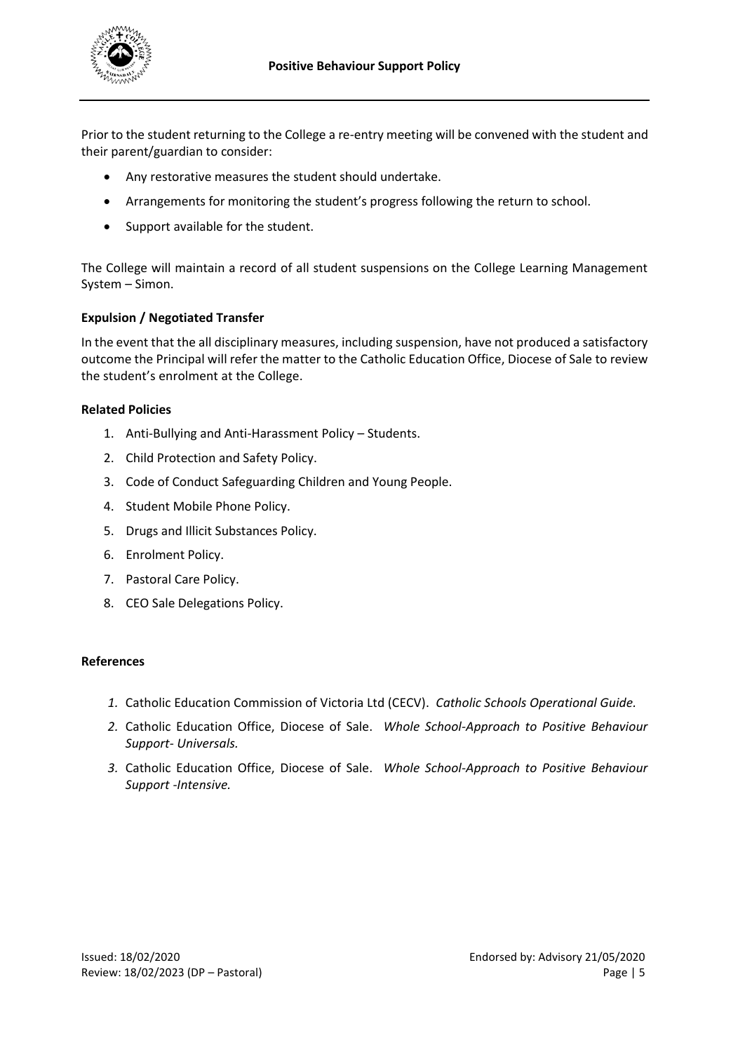Prior to the student returning to the College a re-entry meeting will be convened with the student and their parent/guardian to consider:

- Any restorative measures the student should undertake.
- Arrangements for monitoring the student's progress following the return to school.
- Support available for the student.

The College will maintain a record of all student suspensions on the College Learning Management System – Simon.

**Expulsion / Negotiated Transfer**

In the event that the all disciplinary measures, including suspension, have not produced a satisfactory outcome the Principal will refer the matter to the Catholic Education Office, Diocese of Sale to review the student's enrolment at the College.

**Related Policies**

1. Anti-Bullying and Anti-Harassment Policy – Students.
2. Child Protection and Safety Policy.
3. Code of Conduct Safeguarding Children and Young People.
4. Student Mobile Phone Policy.
5. Drugs and Illicit Substances Policy.
6. Enrolment Policy.
7. Pastoral Care Policy.
8. CEO Sale Delegations Policy.

**References**

1. Catholic Education Commission of Victoria Ltd (CECV). *Catholic Schools Operational Guide.*
2. Catholic Education Office, Diocese of Sale. *Whole School-Approach to Positive Behaviour Support- Universals.*
3. Catholic Education Office, Diocese of Sale. *Whole School-Approach to Positive Behaviour Support -Intensive.*

Issued: 18/02/2020 | Endorsed by: Advisory 21/05/2020
Review: 18/02/2023 (DP – Pastoral)